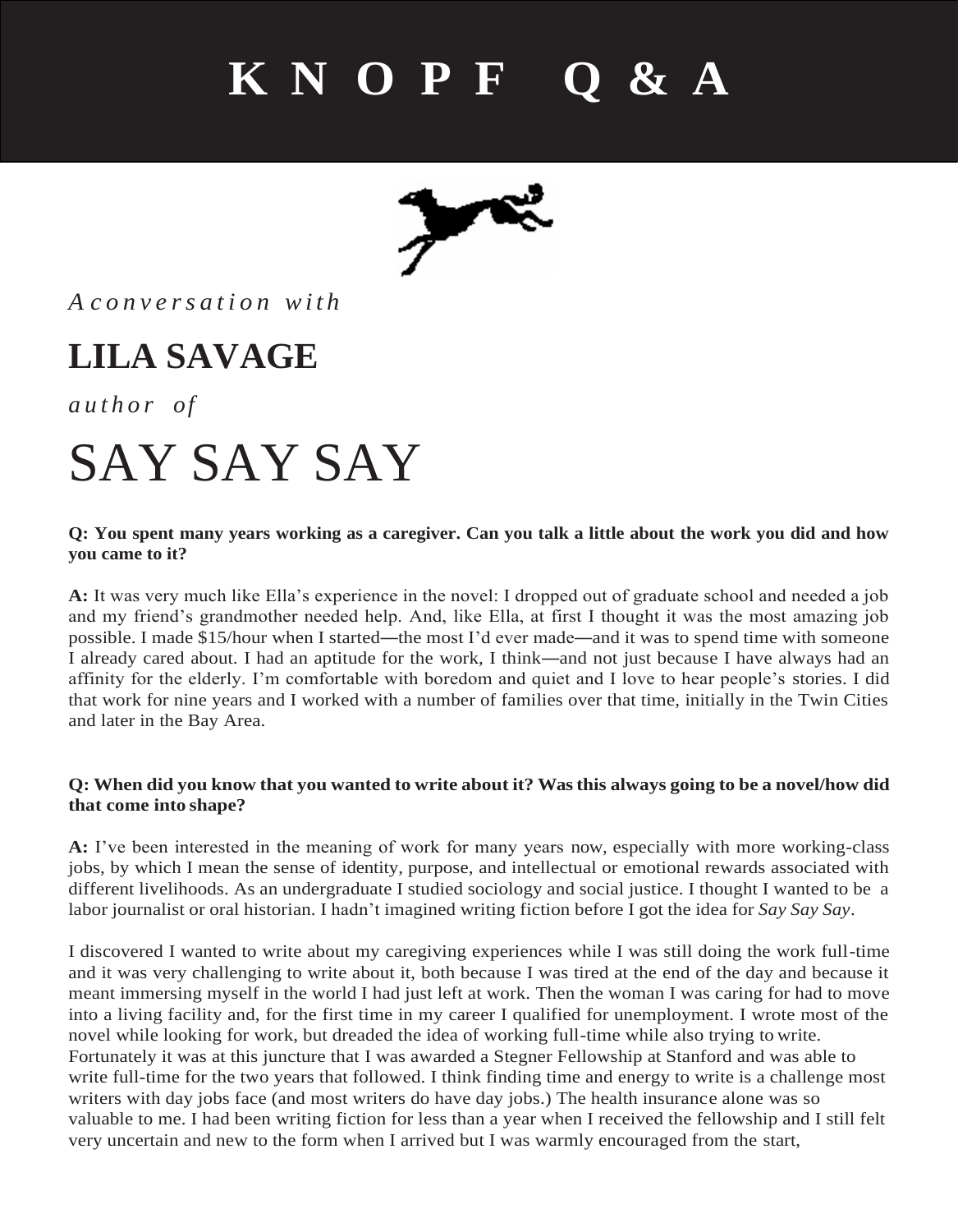# KNOPF Q&A

*A conversation with*

## LILA SAVAGE

*author of*

# SAY SAY SAY

**Q: You spent many years working as a caregiver. Can you talk a little about the work you did and how you came to it?**

**A:** It was very much like Ella's experience in the novel: I dropped out of graduate school and needed a job and my friend's grandmother needed help. And, like Ella, at first I thought it was the most amazing job possible. I made $15/hour when I started—the most I'd ever made—and it was to spend time with someone I already cared about. I had an aptitude for the work, I think—and not just because I have always had an affinity for the elderly. I'm comfortable with boredom and quiet and I love to hear people's stories. I did that work for nine years and I worked with a number of families over that time, initially in the Twin Cities and later in the Bay Area.

**Q: When did you know that you wanted to write about it? Was this always going to be a novel/how did that come into shape?**

**A:** I've been interested in the meaning of work for many years now, especially with more working-class jobs, by which I mean the sense of identity, purpose, and intellectual or emotional rewards associated with different livelihoods. As an undergraduate I studied sociology and social justice. I thought I wanted to be a labor journalist or oral historian. I hadn't imagined writing fiction before I got the idea for *Say Say Say*.

I discovered I wanted to write about my caregiving experiences while I was still doing the work full-time and it was very challenging to write about it, both because I was tired at the end of the day and because it meant immersing myself in the world I had just left at work. Then the woman I was caring for had to move into a living facility and, for the first time in my career I qualified for unemployment. I wrote most of the novel while looking for work, but dreaded the idea of working full-time while also trying to write. Fortunately it was at this juncture that I was awarded a Stegner Fellowship at Stanford and was able to write full-time for the two years that followed. I think finding time and energy to write is a challenge most writers with day jobs face (and most writers do have day jobs.) The health insurance alone was so valuable to me. I had been writing fiction for less than a year when I received the fellowship and I still felt very uncertain and new to the form when I arrived but I was warmly encouraged from the start,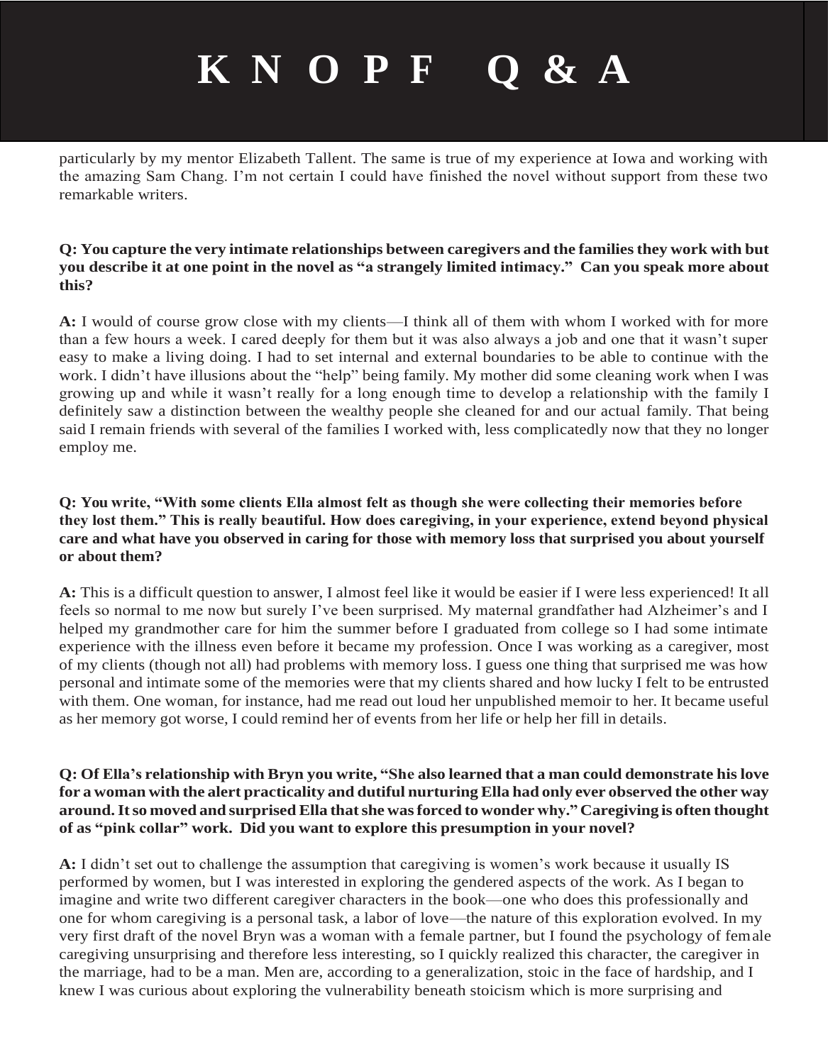particularly by my mentor Elizabeth Tallent. The same is true of my experience at Iowa and working with the amazing Sam Chang. I'm not certain I could have finished the novel without support from these two remarkable writers.

**Q: You capture the very intimate relationships between caregivers and the families they work with but you describe it at one point in the novel as "a strangely limited intimacy." Can you speak more about this?**

**A:** I would of course grow close with my clients—I think all of them with whom I worked with for more than a few hours a week. I cared deeply for them but it was also always a job and one that it wasn't super easy to make a living doing. I had to set internal and external boundaries to be able to continue with the work. I didn't have illusions about the "help" being family. My mother did some cleaning work when I was growing up and while it wasn't really for a long enough time to develop a relationship with the family I definitely saw a distinction between the wealthy people she cleaned for and our actual family. That being said I remain friends with several of the families I worked with, less complicatedly now that they no longer employ me.

**Q: You write, "With some clients Ella almost felt as though she were collecting their memories before they lost them." This is really beautiful. How does caregiving, in your experience, extend beyond physical care and what have you observed in caring for those with memory loss that surprised you about yourself or about them?**

**A:** This is a difficult question to answer, I almost feel like it would be easier if I were less experienced! It all feels so normal to me now but surely I've been surprised. My maternal grandfather had Alzheimer's and I helped my grandmother care for him the summer before I graduated from college so I had some intimate experience with the illness even before it became my profession. Once I was working as a caregiver, most of my clients (though not all) had problems with memory loss. I guess one thing that surprised me was how personal and intimate some of the memories were that my clients shared and how lucky I felt to be entrusted with them. One woman, for instance, had me read out loud her unpublished memoir to her. It became useful as her memory got worse, I could remind her of events from her life or help her fill in details.

**Q: Of Ella's relationship with Bryn you write, "She also learned that a man could demonstrate his love for a woman with the alert practicality and dutiful nurturing Ella had only ever observed the other way around. It so moved and surprised Ella that she was forced to wonder why." Caregiving is often thought of as "pink collar" work. Did you want to explore this presumption in your novel?**

**A:** I didn't set out to challenge the assumption that caregiving is women's work because it usually IS performed by women, but I was interested in exploring the gendered aspects of the work. As I began to imagine and write two different caregiver characters in the book—one who does this professionally and one for whom caregiving is a personal task, a labor of love—the nature of this exploration evolved. In my very first draft of the novel Bryn was a woman with a female partner, but I found the psychology of female caregiving unsurprising and therefore less interesting, so I quickly realized this character, the caregiver in the marriage, had to be a man. Men are, according to a generalization, stoic in the face of hardship, and I knew I was curious about exploring the vulnerability beneath stoicism which is more surprising and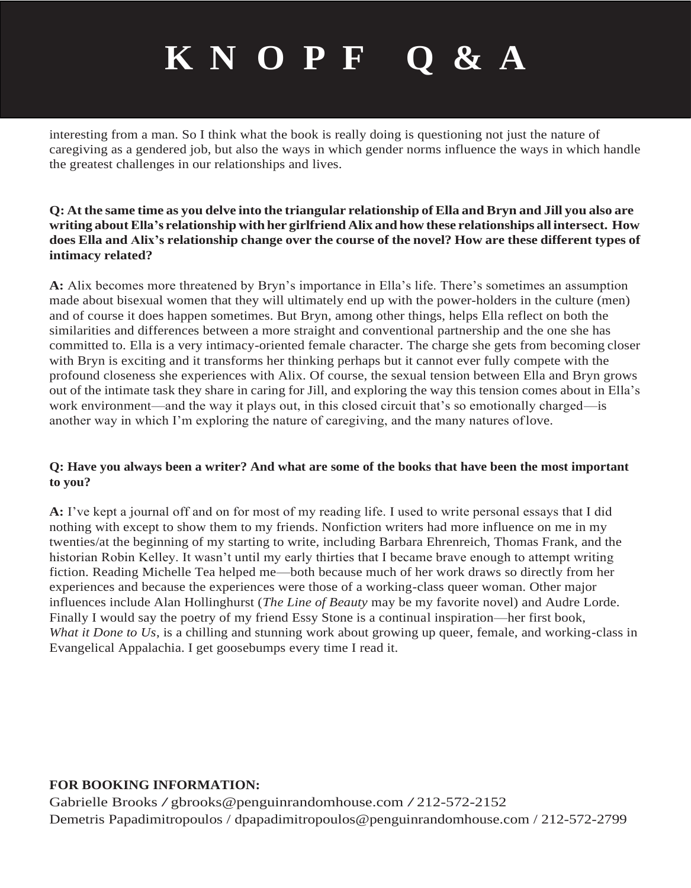interesting from a man. So I think what the book is really doing is questioning not just the nature of caregiving as a gendered job, but also the ways in which gender norms influence the ways in which handle the greatest challenges in our relationships and lives.

**Q: At the same time as you delve into the triangular relationship of Ella and Bryn and Jill you also are writing about Ella's relationship with her girlfriend Alix and how these relationships all intersect. How does Ella and Alix's relationship change over the course of the novel? How are these different types of intimacy related?**

**A:** Alix becomes more threatened by Bryn's importance in Ella's life. There's sometimes an assumption made about bisexual women that they will ultimately end up with the power-holders in the culture (men) and of course it does happen sometimes. But Bryn, among other things, helps Ella reflect on both the similarities and differences between a more straight and conventional partnership and the one she has committed to. Ella is a very intimacy-oriented female character. The charge she gets from becoming closer with Bryn is exciting and it transforms her thinking perhaps but it cannot ever fully compete with the profound closeness she experiences with Alix. Of course, the sexual tension between Ella and Bryn grows out of the intimate task they share in caring for Jill, and exploring the way this tension comes about in Ella's work environment—and the way it plays out, in this closed circuit that's so emotionally charged—is another way in which I'm exploring the nature of caregiving, and the many natures of love.

**Q: Have you always been a writer? And what are some of the books that have been the most important to you?**

**A:** I've kept a journal off and on for most of my reading life. I used to write personal essays that I did nothing with except to show them to my friends. Nonfiction writers had more influence on me in my twenties/at the beginning of my starting to write, including Barbara Ehrenreich, Thomas Frank, and the historian Robin Kelley. It wasn't until my early thirties that I became brave enough to attempt writing fiction. Reading Michelle Tea helped me—both because much of her work draws so directly from her experiences and because the experiences were those of a working-class queer woman. Other major influences include Alan Hollinghurst (*The Line of Beauty* may be my favorite novel) and Audre Lorde. Finally I would say the poetry of my friend Essy Stone is a continual inspiration—her first book, *What it Done to Us*, is a chilling and stunning work about growing up queer, female, and working-class in Evangelical Appalachia. I get goosebumps every time I read it.

**FOR BOOKING INFORMATION:**

Gabrielle Brooks / gbrooks@penguinrandomhouse.com / 212-572-2152
Demetris Papadimitropoulos / dpapadimitropoulos@penguinrandomhouse.com / 212-572-2799